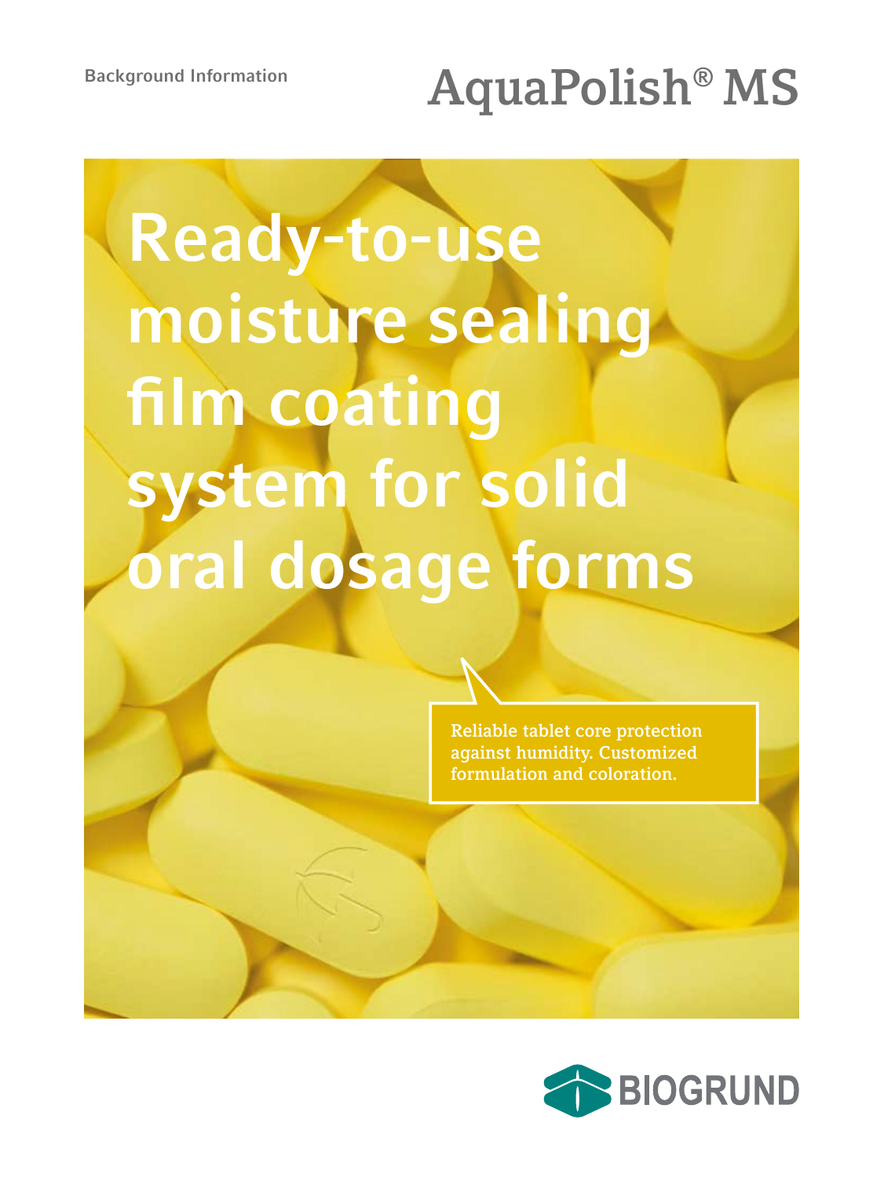Background Information

# AquaPolish® MS

# Ready-to-use moisture sealing film coating system for solid oral dosage forms

Reliable tablet core protection against humidity. Customized formulation and coloration.

BIOGRUND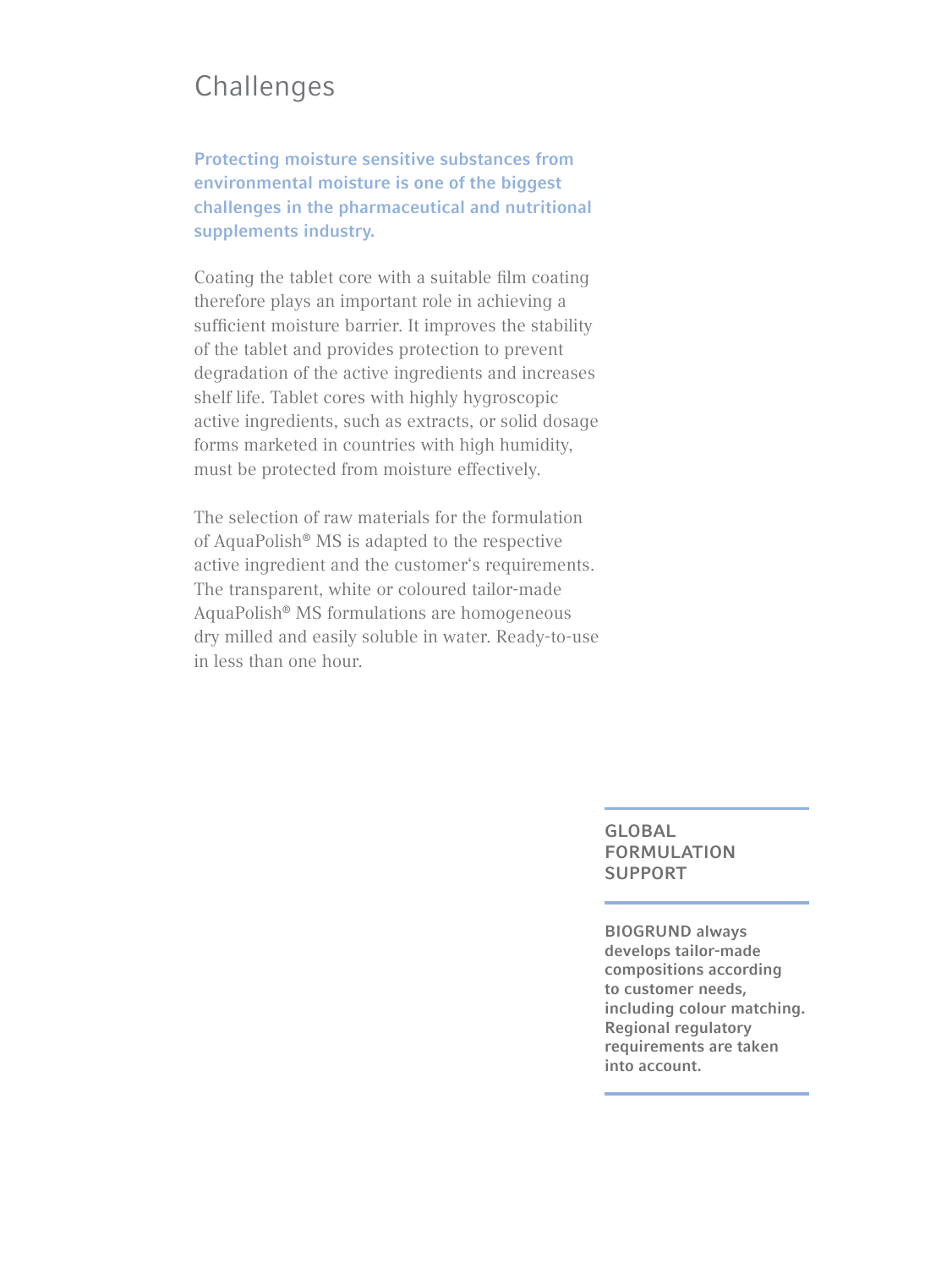# Challenges

**Protecting moisture sensitive substances from environmental moisture is one of the biggest challenges in the pharmaceutical and nutritional supplements industry.**

Coating the tablet core with a suitable film coating therefore plays an important role in achieving a sufficient moisture barrier. It improves the stability of the tablet and provides protection to prevent degradation of the active ingredients and increases shelf life. Tablet cores with highly hygroscopic active ingredients, such as extracts, or solid dosage forms marketed in countries with high humidity, must be protected from moisture effectively.

The selection of raw materials for the formulation of AquaPolish® MS is adapted to the respective active ingredient and the customer's requirements. The transparent, white or coloured tailor-made AquaPolish® MS formulations are homogeneous dry milled and easily soluble in water. Ready-to-use in less than one hour.

## GLOBAL FORMULATION SUPPORT

**BIOGRUND always develops tailor-made compositions according to customer needs, including colour matching. Regional regulatory requirements are taken into account.**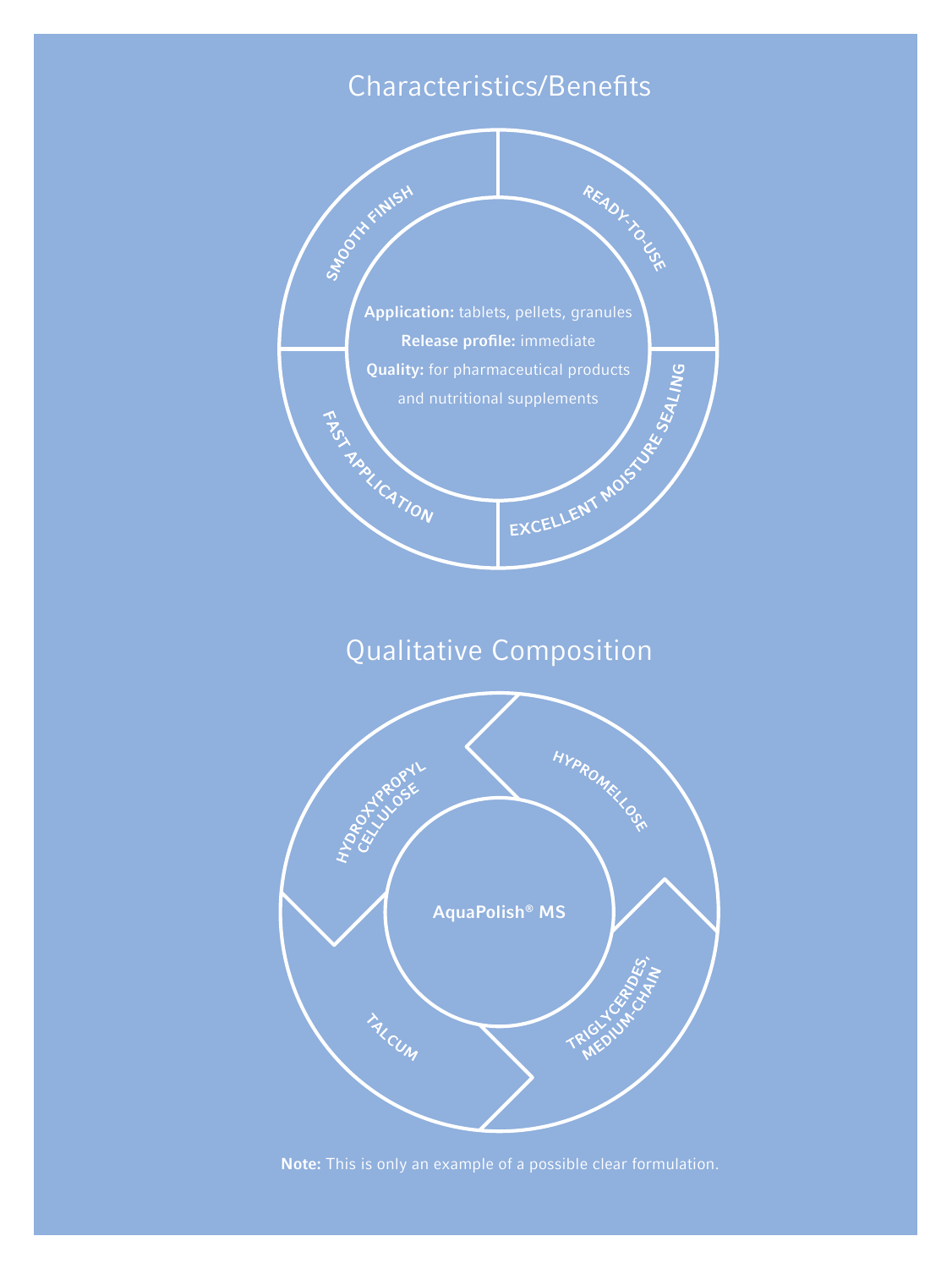## Characteristics/Benefits

- SMOOTH FINISH
- READY-TO-USE
- EXCELLENT MOISTURE SEALING
- FAST APPLICATION

**Application:** tablets, pellets, granules

**Release profile:** immediate

**Quality:** for pharmaceutical products and nutritional supplements

## Qualitative Composition

**AquaPolish® MS**

- HYPROMELLOSE
- TRIGLYCERIDES, MEDIUM-CHAIN
- TALCUM
- HYDROXYPROPYL CELLULOSE

**Note:** This is only an example of a possible clear formulation.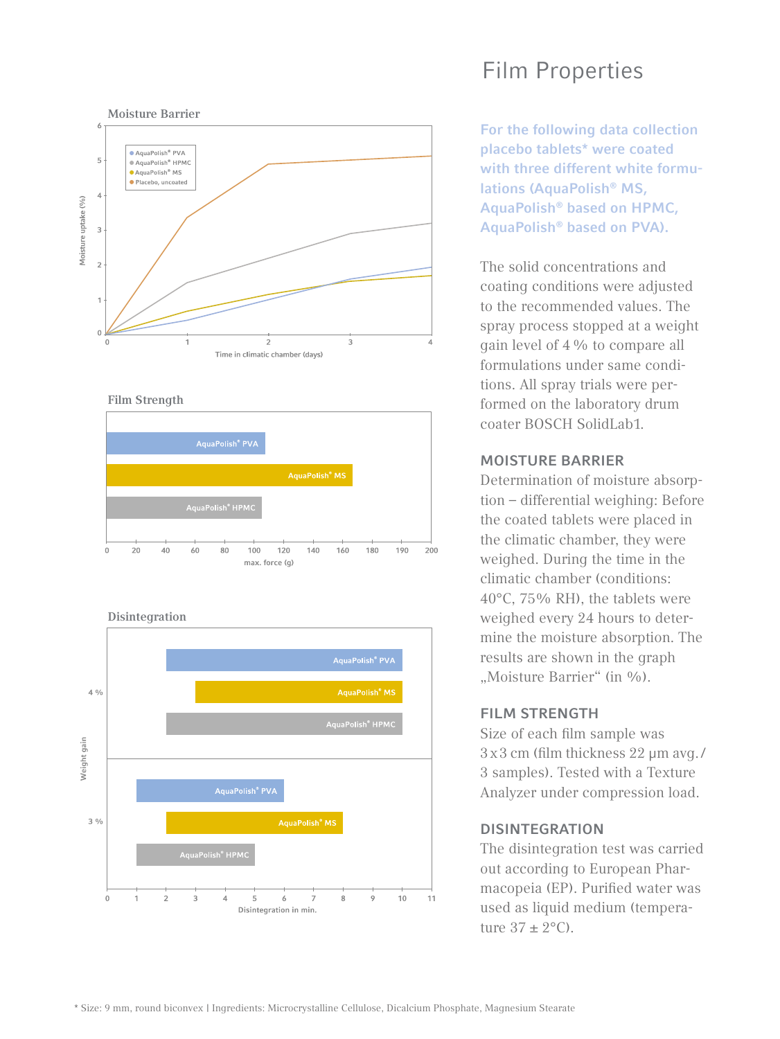# Film Properties

**For the following data collection placebo tablets* were coated with three different white formulations (AquaPolish® MS, AquaPolish® based on HPMC, AquaPolish® based on PVA).**

The solid concentrations and coating conditions were adjusted to the recommended values. The spray process stopped at a weight gain level of 4 % to compare all formulations under same conditions. All spray trials were performed on the laboratory drum coater BOSCH SolidLab1.

## MOISTURE BARRIER

Determination of moisture absorption – differential weighing: Before the coated tablets were placed in the climatic chamber, they were weighed. During the time in the climatic chamber (conditions: 40°C, 75% RH), the tablets were weighed every 24 hours to determine the moisture absorption. The results are shown in the graph „Moisture Barrier" (in %).

## FILM STRENGTH

Size of each film sample was 3 x 3 cm (film thickness 22 µm avg./ 3 samples). Tested with a Texture Analyzer under compression load.

## DISINTEGRATION

The disintegration test was carried out according to European Pharmacopeia (EP). Purified water was used as liquid medium (temperature 37 ± 2°C).

### Moisture Barrier

Moisture uptake (%) vs. Time in climatic chamber (days)

Legend: AquaPolish® PVA, AquaPolish® HPMC, AquaPolish® MS, Placebo, uncoated

### Film Strength

max. force (g): AquaPolish® PVA, AquaPolish® MS, AquaPolish® HPMC

### Disintegration

Weight gain (4 %, 3 %) vs. Disintegration in min.: AquaPolish® PVA, AquaPolish® MS, AquaPolish® HPMC

* Size: 9 mm, round biconvex | Ingredients: Microcrystalline Cellulose, Dicalcium Phosphate, Magnesium Stearate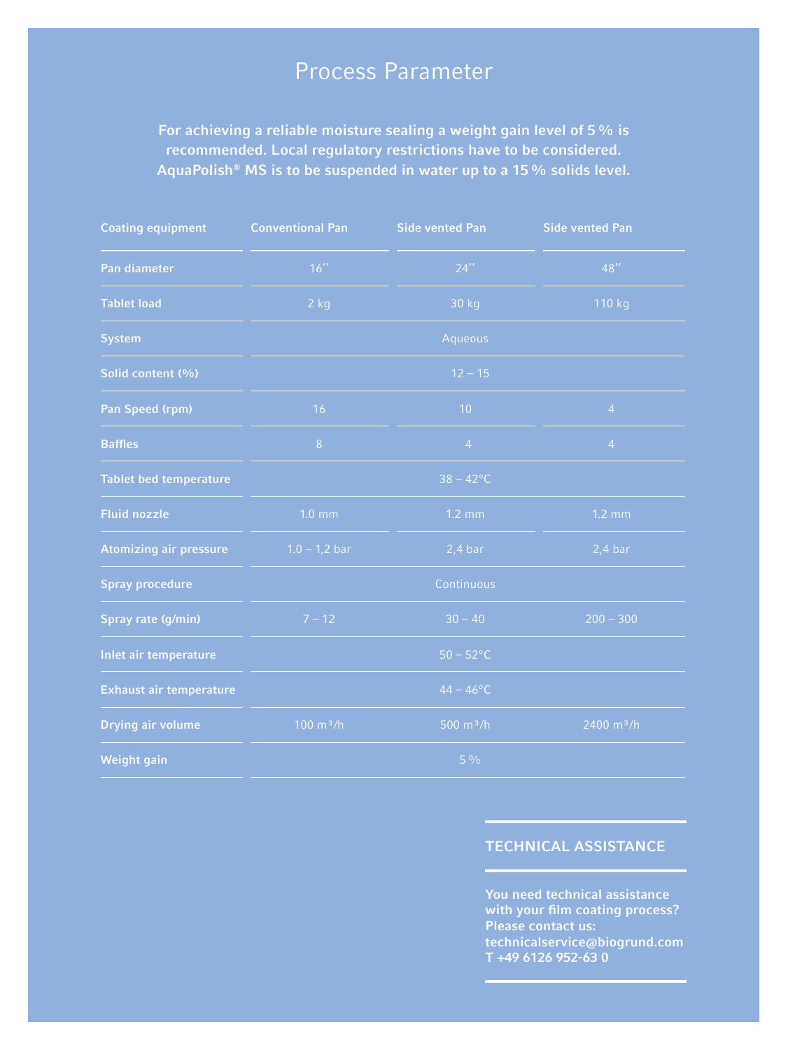# Process Parameter

**For achieving a reliable moisture sealing a weight gain level of 5 % is recommended. Local regulatory restrictions have to be considered. AquaPolish® MS is to be suspended in water up to a 15 % solids level.**

| Coating equipment | Conventional Pan | Side vented Pan | Side vented Pan |
|---|---|---|---|
| Pan diameter | 16′′ | 24′′ | 48′′ |
| Tablet load | 2 kg | 30 kg | 110 kg |
| System | Aqueous | | |
| Solid content (%) | 12 – 15 | | |
| Pan Speed (rpm) | 16 | 10 | 4 |
| Baffles | 8 | 4 | 4 |
| Tablet bed temperature | 38 – 42°C | | |
| Fluid nozzle | 1.0 mm | 1.2 mm | 1.2 mm |
| Atomizing air pressure | 1.0 – 1,2 bar | 2,4 bar | 2,4 bar |
| Spray procedure | Continuous | | |
| Spray rate (g/min) | 7 – 12 | 30 – 40 | 200 – 300 |
| Inlet air temperature | 50 – 52°C | | |
| Exhaust air temperature | 44 – 46°C | | |
| Drying air volume | 100 $m^3$/h | 500 $m^3$/h | 2400 $m^3$/h |
| Weight gain | 5 % | | |

## TECHNICAL ASSISTANCE

**You need technical assistance with your film coating process? Please contact us:**
**technicalservice@biogrund.com**
**T +49 6126 952-63 0**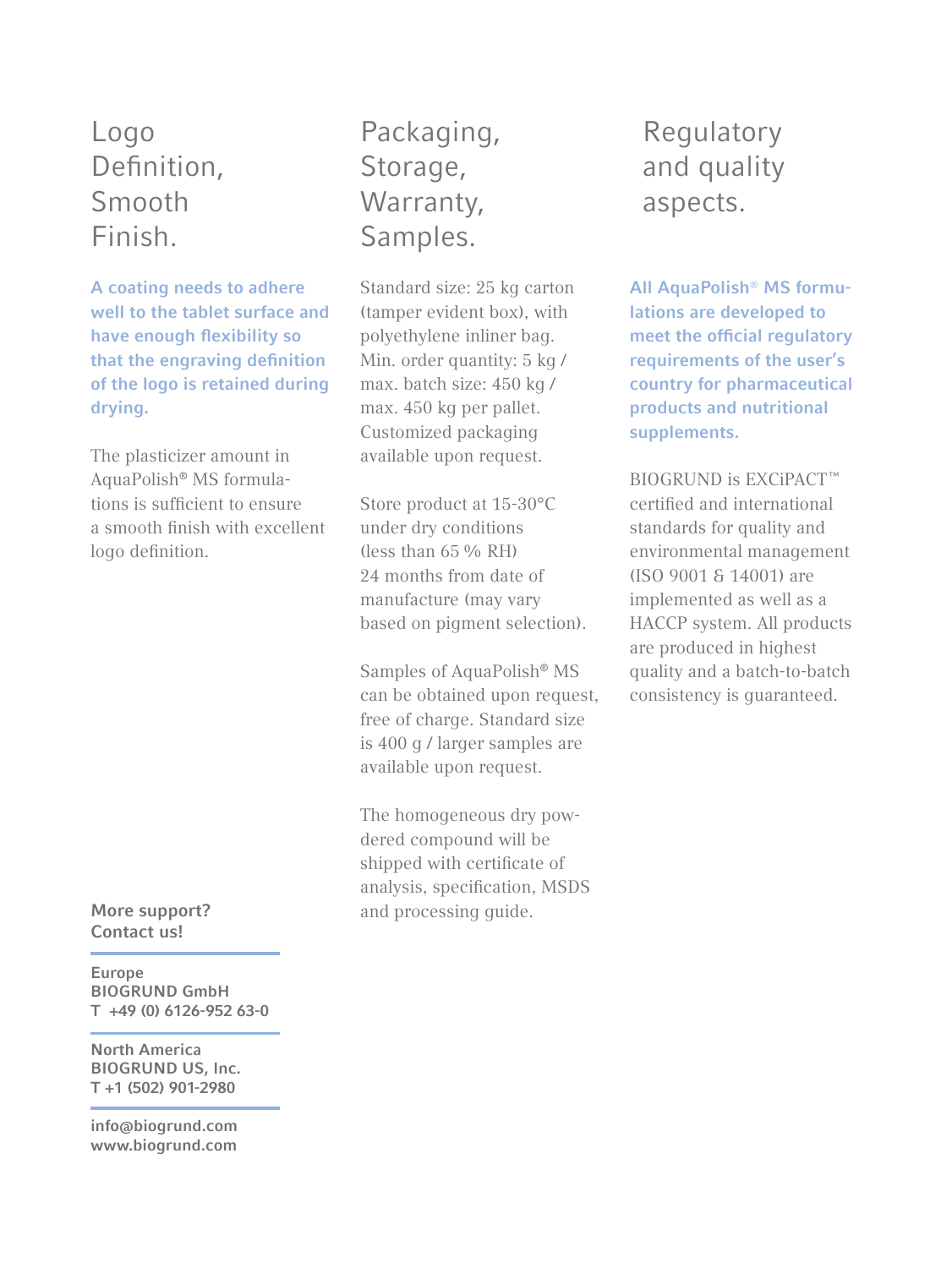## Logo Definition, Smooth Finish.

**A coating needs to adhere well to the tablet surface and have enough flexibility so that the engraving definition of the logo is retained during drying.**

The plasticizer amount in AquaPolish® MS formulations is sufficient to ensure a smooth finish with excellent logo definition.

## Packaging, Storage, Warranty, Samples.

Standard size: 25 kg carton (tamper evident box), with polyethylene inliner bag. Min. order quantity: 5 kg / max. batch size: 450 kg / max. 450 kg per pallet. Customized packaging available upon request.

Store product at 15-30°C under dry conditions (less than 65 % RH) 24 months from date of manufacture (may vary based on pigment selection).

Samples of AquaPolish® MS can be obtained upon request, free of charge. Standard size is 400 g / larger samples are available upon request.

The homogeneous dry powdered compound will be shipped with certificate of analysis, specification, MSDS and processing guide.

## Regulatory and quality aspects.

**All AquaPolish® MS formulations are developed to meet the official regulatory requirements of the user's country for pharmaceutical products and nutritional supplements.**

BIOGRUND is EXCiPACT™ certified and international standards for quality and environmental management (ISO 9001 & 14001) are implemented as well as a HACCP system. All products are produced in highest quality and a batch-to-batch consistency is guaranteed.

**More support?**
**Contact us!**

**Europe**
**BIOGRUND GmbH**
**T +49 (0) 6126-952 63-0**

**North America**
**BIOGRUND US, Inc.**
**T +1 (502) 901-2980**

**info@biogrund.com**
**www.biogrund.com**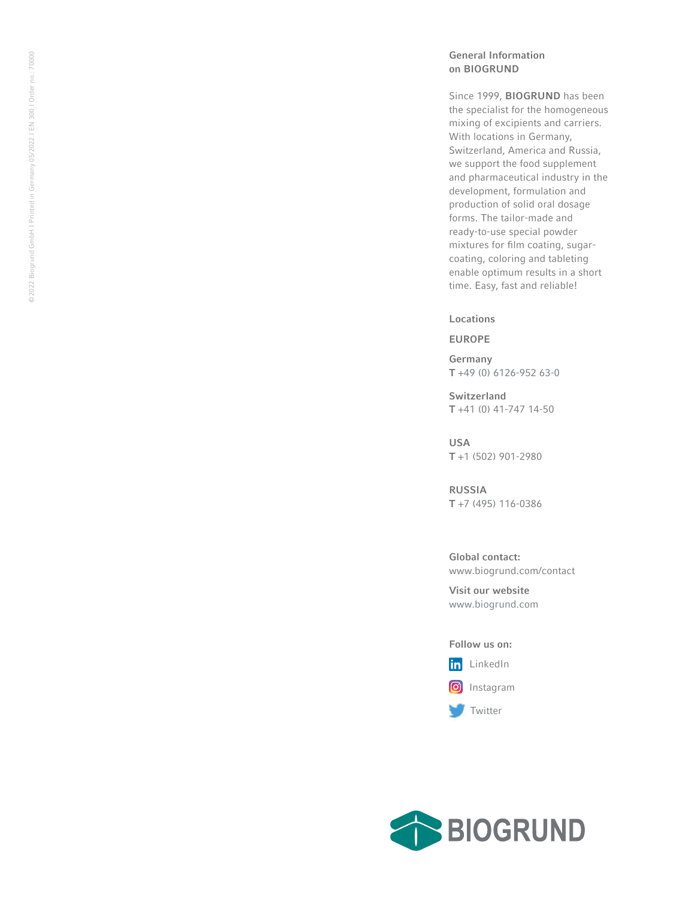## General Information on BIOGRUND

Since 1999, **BIOGRUND** has been the specialist for the homogeneous mixing of excipients and carriers. With locations in Germany, Switzerland, America and Russia, we support the food supplement and pharmaceutical industry in the development, formulation and production of solid oral dosage forms. The tailor-made and ready-to-use special powder mixtures for film coating, sugar-coating, coloring and tableting enable optimum results in a short time. Easy, fast and reliable!

### Locations

#### EUROPE

**Germany**
**T** +49 (0) 6126-952 63-0

**Switzerland**
**T** +41 (0) 41-747 14-50

**USA**
**T** +1 (502) 901-2980

**RUSSIA**
**T** +7 (495) 116-0386

**Global contact:**
www.biogrund.com/contact

**Visit our website**
www.biogrund.com

**Follow us on:**

- LinkedIn
- Instagram
- Twitter

BIOGRUND

© 2022 Biogrund GmbH | Printed in Germany 05/2022 | EN 300 | Order no.: 70000